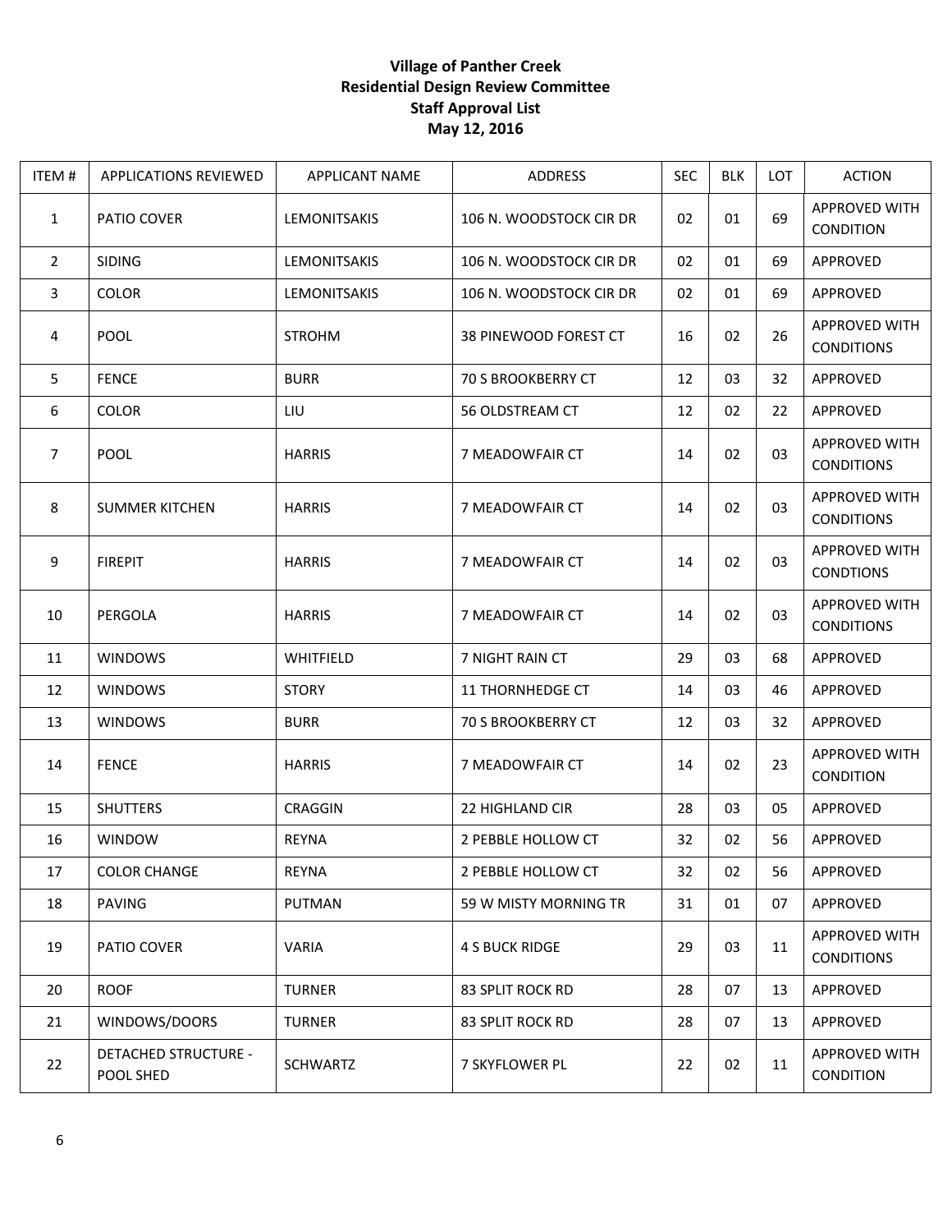**Village of Panther Creek**
**Residential Design Review Committee**
**Staff Approval List**
**May 12, 2016**

| ITEM # | APPLICATIONS REVIEWED | APPLICANT NAME | ADDRESS | SEC | BLK | LOT | ACTION |
|---|---|---|---|---|---|---|---|
| 1 | PATIO COVER | LEMONITSAKIS | 106 N. WOODSTOCK CIR DR | 02 | 01 | 69 | APPROVED WITH CONDITION |
| 2 | SIDING | LEMONITSAKIS | 106 N. WOODSTOCK CIR DR | 02 | 01 | 69 | APPROVED |
| 3 | COLOR | LEMONITSAKIS | 106 N. WOODSTOCK CIR DR | 02 | 01 | 69 | APPROVED |
| 4 | POOL | STROHM | 38 PINEWOOD FOREST CT | 16 | 02 | 26 | APPROVED WITH CONDITIONS |
| 5 | FENCE | BURR | 70 S BROOKBERRY CT | 12 | 03 | 32 | APPROVED |
| 6 | COLOR | LIU | 56 OLDSTREAM CT | 12 | 02 | 22 | APPROVED |
| 7 | POOL | HARRIS | 7 MEADOWFAIR CT | 14 | 02 | 03 | APPROVED WITH CONDITIONS |
| 8 | SUMMER KITCHEN | HARRIS | 7 MEADOWFAIR CT | 14 | 02 | 03 | APPROVED WITH CONDITIONS |
| 9 | FIREPIT | HARRIS | 7 MEADOWFAIR CT | 14 | 02 | 03 | APPROVED WITH CONDTIONS |
| 10 | PERGOLA | HARRIS | 7 MEADOWFAIR CT | 14 | 02 | 03 | APPROVED WITH CONDITIONS |
| 11 | WINDOWS | WHITFIELD | 7 NIGHT RAIN CT | 29 | 03 | 68 | APPROVED |
| 12 | WINDOWS | STORY | 11 THORNHEDGE CT | 14 | 03 | 46 | APPROVED |
| 13 | WINDOWS | BURR | 70 S BROOKBERRY CT | 12 | 03 | 32 | APPROVED |
| 14 | FENCE | HARRIS | 7 MEADOWFAIR CT | 14 | 02 | 23 | APPROVED WITH CONDITION |
| 15 | SHUTTERS | CRAGGIN | 22 HIGHLAND CIR | 28 | 03 | 05 | APPROVED |
| 16 | WINDOW | REYNA | 2 PEBBLE HOLLOW CT | 32 | 02 | 56 | APPROVED |
| 17 | COLOR CHANGE | REYNA | 2 PEBBLE HOLLOW CT | 32 | 02 | 56 | APPROVED |
| 18 | PAVING | PUTMAN | 59 W MISTY MORNING TR | 31 | 01 | 07 | APPROVED |
| 19 | PATIO COVER | VARIA | 4 S BUCK RIDGE | 29 | 03 | 11 | APPROVED WITH CONDITIONS |
| 20 | ROOF | TURNER | 83 SPLIT ROCK RD | 28 | 07 | 13 | APPROVED |
| 21 | WINDOWS/DOORS | TURNER | 83 SPLIT ROCK RD | 28 | 07 | 13 | APPROVED |
| 22 | DETACHED STRUCTURE - POOL SHED | SCHWARTZ | 7 SKYFLOWER PL | 22 | 02 | 11 | APPROVED WITH CONDITION |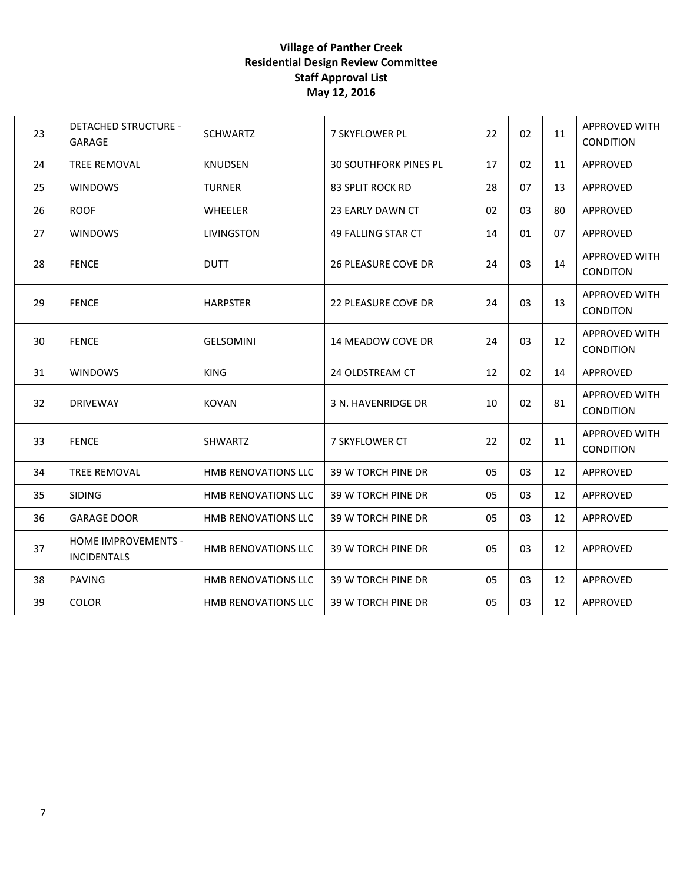**Village of Panther Creek**
**Residential Design Review Committee**
**Staff Approval List**
**May 12, 2016**

| | | | | | | | |
|---|---|---|---|---|---|---|---|
| 23 | DETACHED STRUCTURE - GARAGE | SCHWARTZ | 7 SKYFLOWER PL | 22 | 02 | 11 | APPROVED WITH CONDITION |
| 24 | TREE REMOVAL | KNUDSEN | 30 SOUTHFORK PINES PL | 17 | 02 | 11 | APPROVED |
| 25 | WINDOWS | TURNER | 83 SPLIT ROCK RD | 28 | 07 | 13 | APPROVED |
| 26 | ROOF | WHEELER | 23 EARLY DAWN CT | 02 | 03 | 80 | APPROVED |
| 27 | WINDOWS | LIVINGSTON | 49 FALLING STAR CT | 14 | 01 | 07 | APPROVED |
| 28 | FENCE | DUTT | 26 PLEASURE COVE DR | 24 | 03 | 14 | APPROVED WITH CONDITON |
| 29 | FENCE | HARPSTER | 22 PLEASURE COVE DR | 24 | 03 | 13 | APPROVED WITH CONDITON |
| 30 | FENCE | GELSOMINI | 14 MEADOW COVE DR | 24 | 03 | 12 | APPROVED WITH CONDITION |
| 31 | WINDOWS | KING | 24 OLDSTREAM CT | 12 | 02 | 14 | APPROVED |
| 32 | DRIVEWAY | KOVAN | 3 N. HAVENRIDGE DR | 10 | 02 | 81 | APPROVED WITH CONDITION |
| 33 | FENCE | SHWARTZ | 7 SKYFLOWER CT | 22 | 02 | 11 | APPROVED WITH CONDITION |
| 34 | TREE REMOVAL | HMB RENOVATIONS LLC | 39 W TORCH PINE DR | 05 | 03 | 12 | APPROVED |
| 35 | SIDING | HMB RENOVATIONS LLC | 39 W TORCH PINE DR | 05 | 03 | 12 | APPROVED |
| 36 | GARAGE DOOR | HMB RENOVATIONS LLC | 39 W TORCH PINE DR | 05 | 03 | 12 | APPROVED |
| 37 | HOME IMPROVEMENTS - INCIDENTALS | HMB RENOVATIONS LLC | 39 W TORCH PINE DR | 05 | 03 | 12 | APPROVED |
| 38 | PAVING | HMB RENOVATIONS LLC | 39 W TORCH PINE DR | 05 | 03 | 12 | APPROVED |
| 39 | COLOR | HMB RENOVATIONS LLC | 39 W TORCH PINE DR | 05 | 03 | 12 | APPROVED |